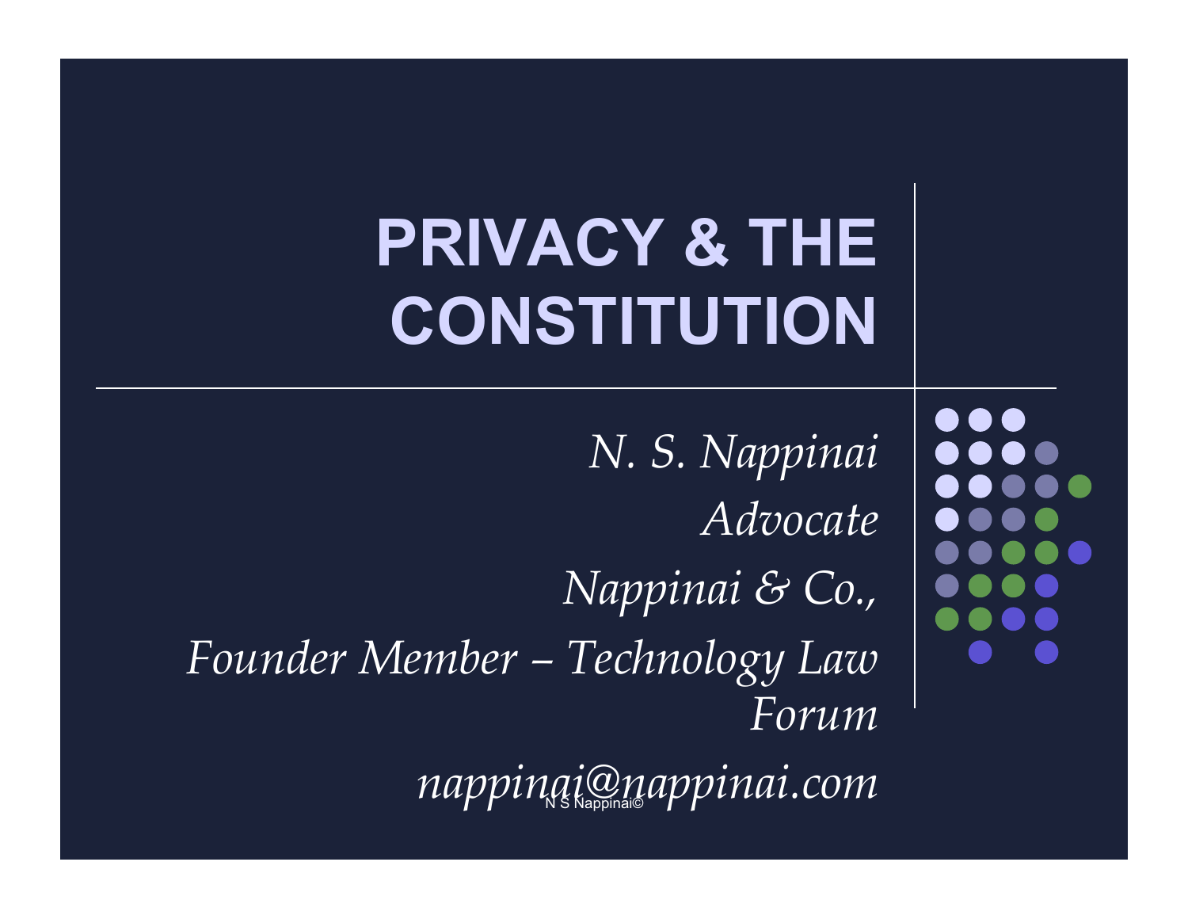# PRIVACY & THE CONSTITUTION

*N. S. Nappinai*

*Advocate*

*Nappinai & Co.,*

*Founder Member – Technology Law Forum*

*nappinai@nappinai.com*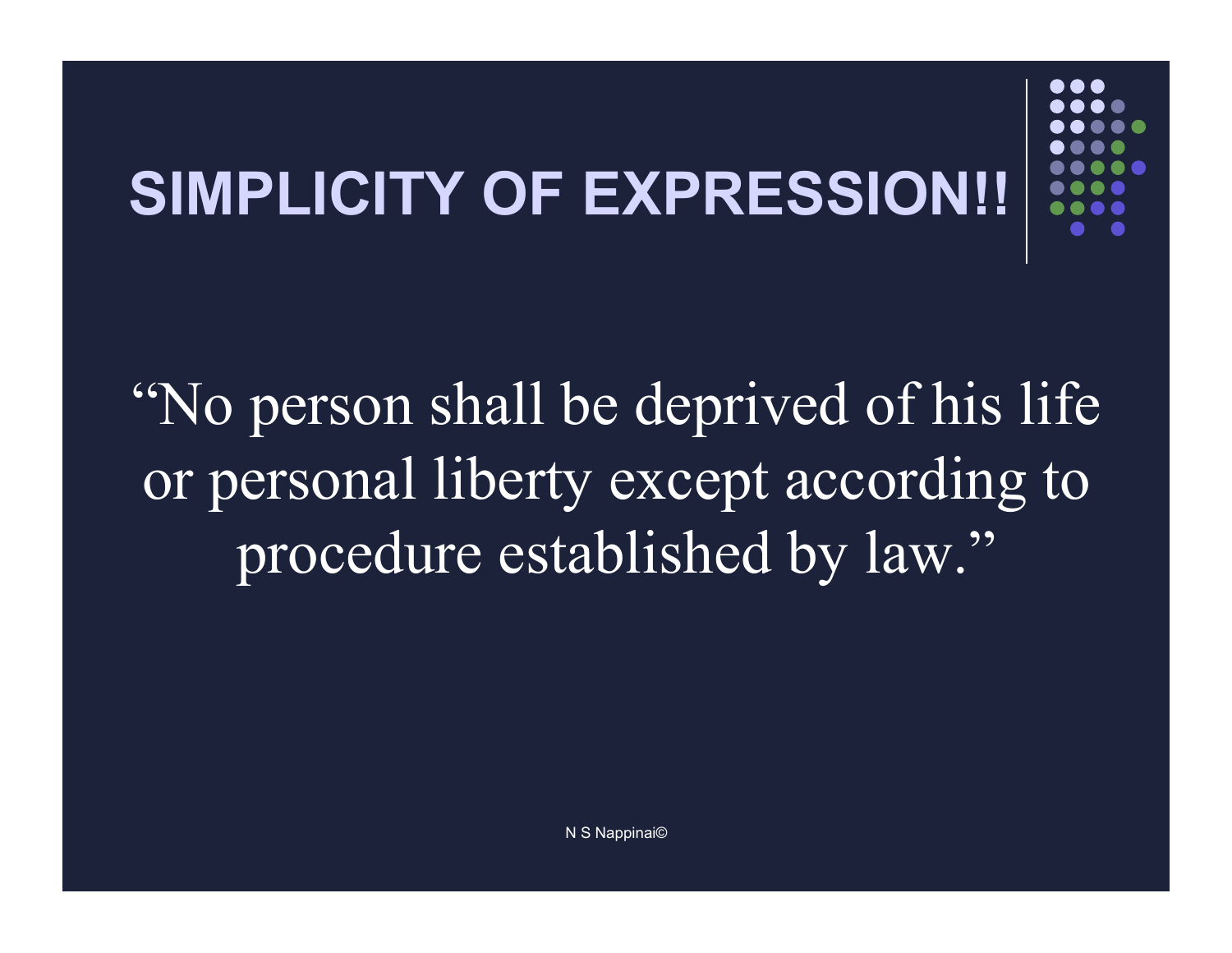# SIMPLICITY OF EXPRESSION!!

"No person shall be deprived of his life or personal liberty except according to procedure established by law."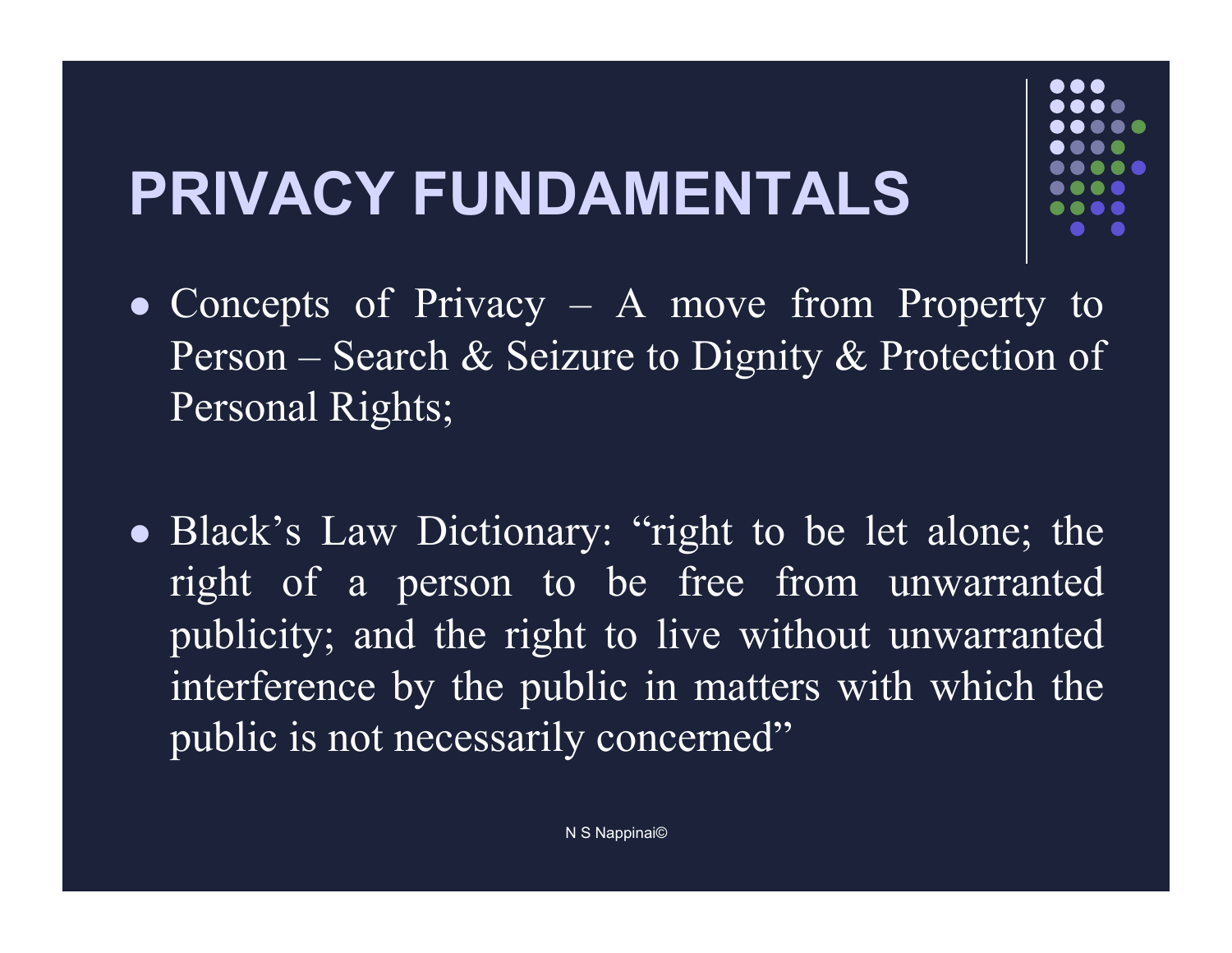# PRIVACY FUNDAMENTALS

- Concepts of Privacy – A move from Property to Person – Search & Seizure to Dignity & Protection of Personal Rights;

- Black's Law Dictionary: "right to be let alone; the right of a person to be free from unwarranted publicity; and the right to live without unwarranted interference by the public in matters with which the public is not necessarily concerned"

N S Nappinai©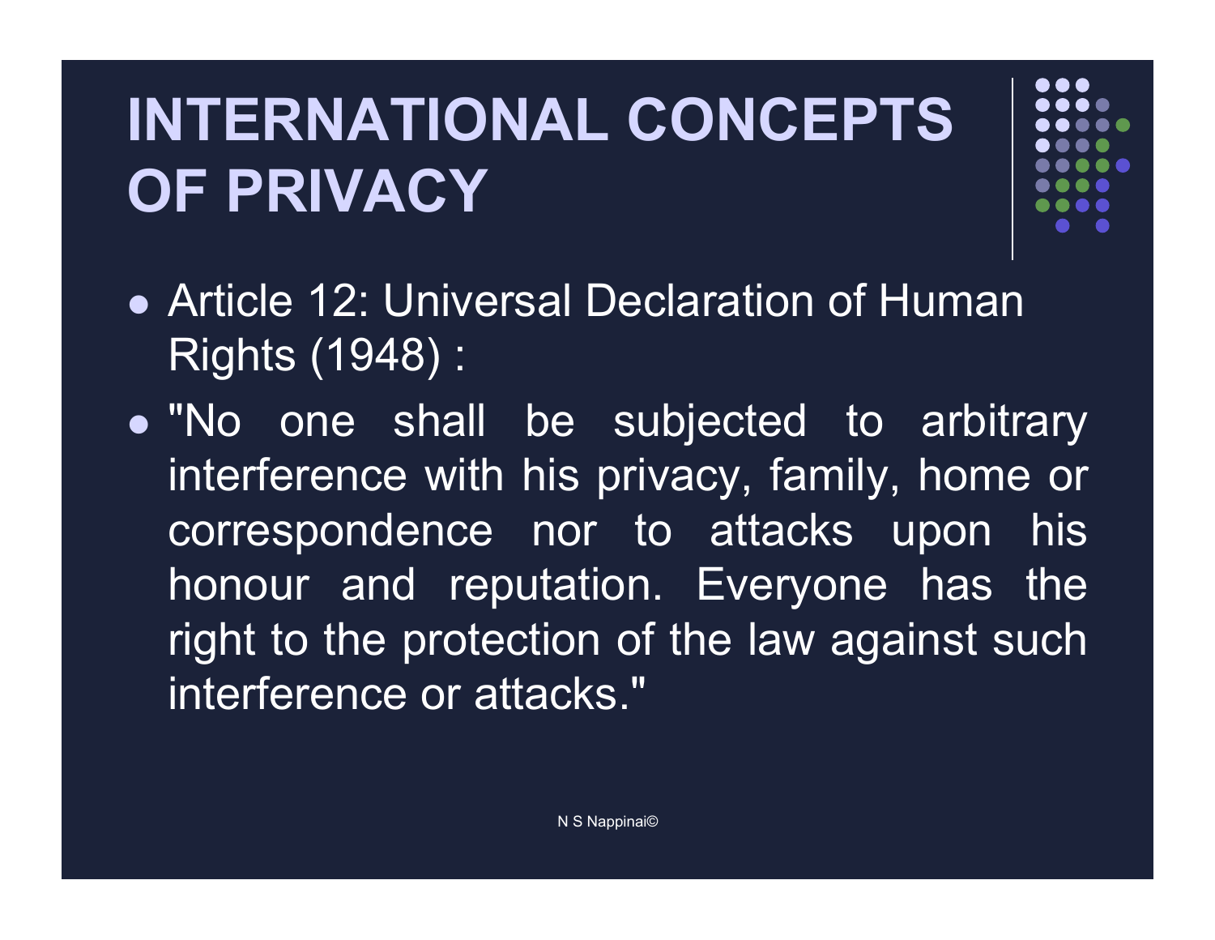# INTERNATIONAL CONCEPTS OF PRIVACY

- Article 12: Universal Declaration of Human Rights (1948) :
- "No one shall be subjected to arbitrary interference with his privacy, family, home or correspondence nor to attacks upon his honour and reputation. Everyone has the right to the protection of the law against such interference or attacks."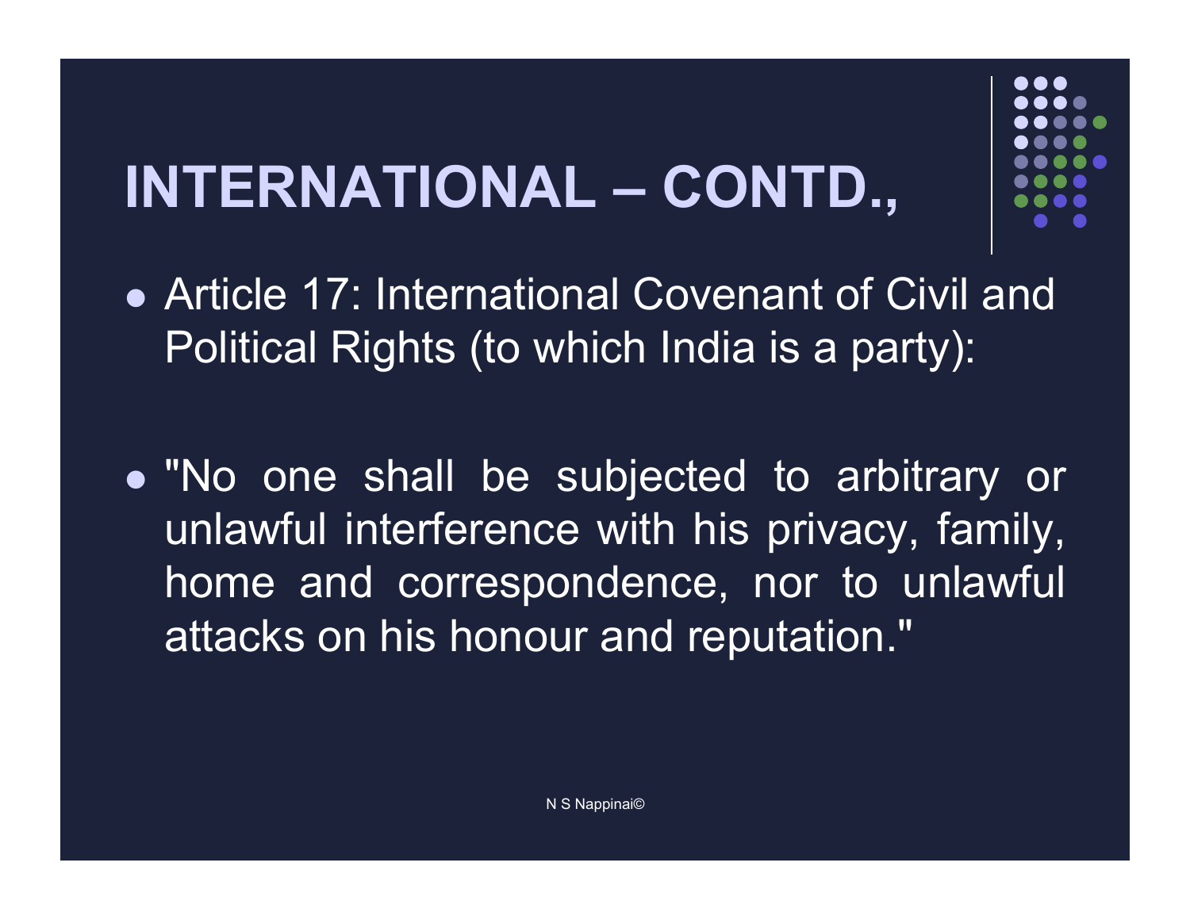# INTERNATIONAL – CONTD.,

- Article 17: International Covenant of Civil and Political Rights (to which India is a party):
- "No one shall be subjected to arbitrary or unlawful interference with his privacy, family, home and correspondence, nor to unlawful attacks on his honour and reputation."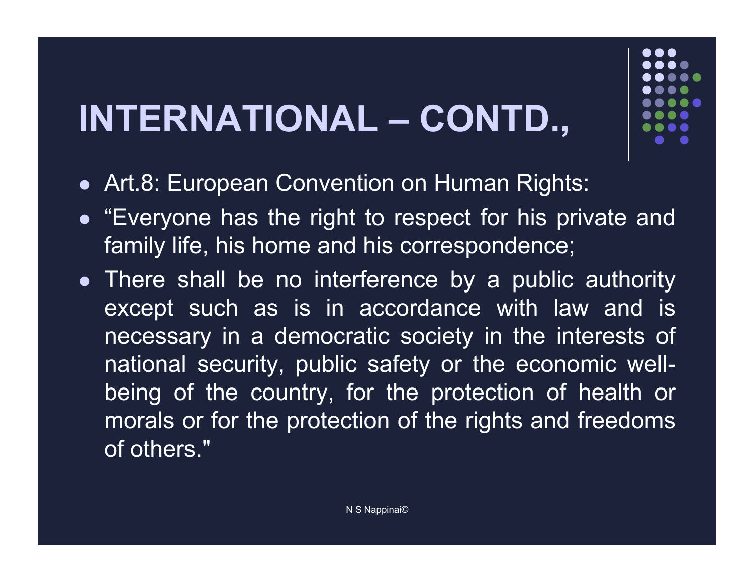# INTERNATIONAL – CONTD.,

- Art.8: European Convention on Human Rights:
- "Everyone has the right to respect for his private and family life, his home and his correspondence;
- There shall be no interference by a public authority except such as is in accordance with law and is necessary in a democratic society in the interests of national security, public safety or the economic well-being of the country, for the protection of health or morals or for the protection of the rights and freedoms of others."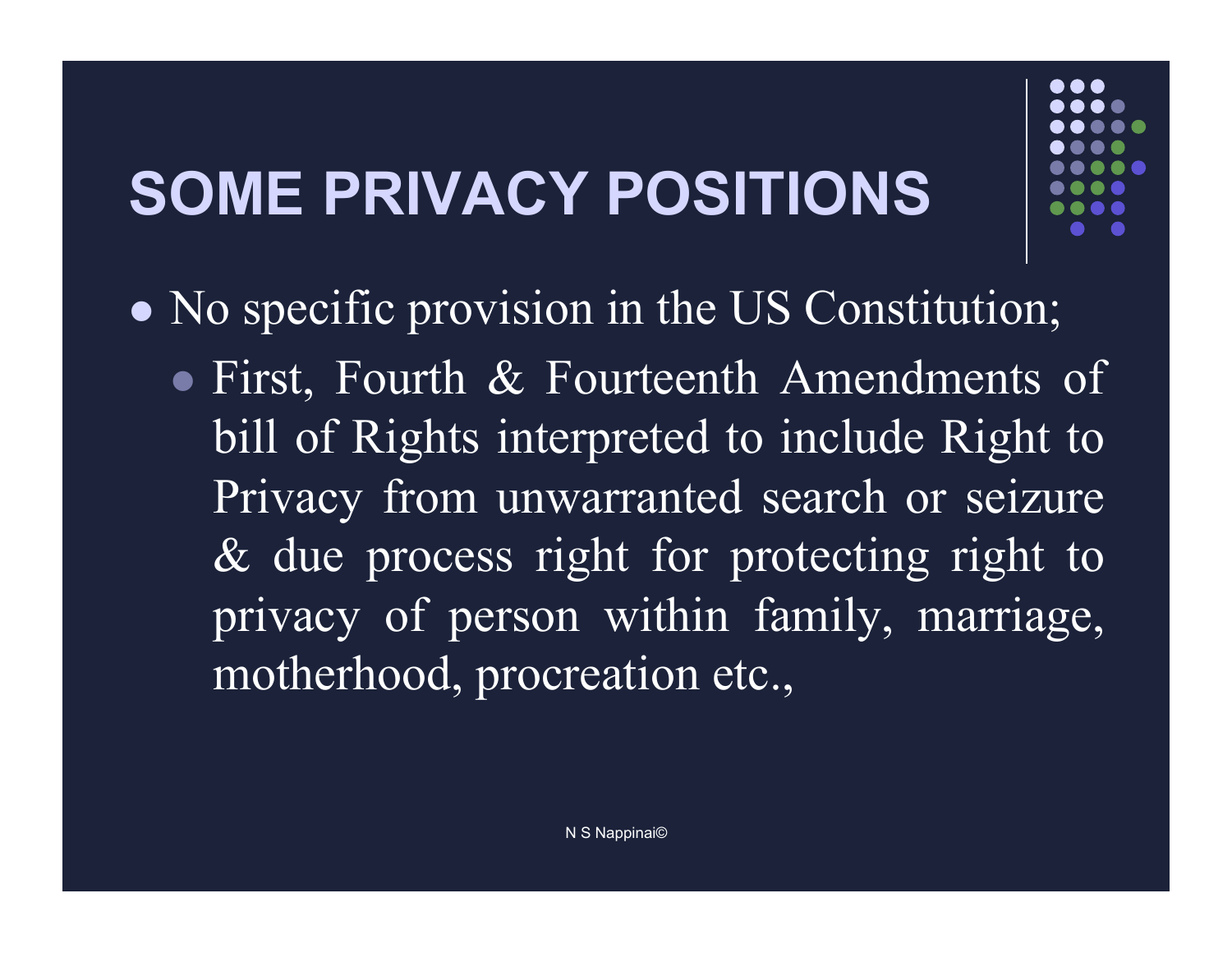# SOME PRIVACY POSITIONS

- No specific provision in the US Constitution;
  - First, Fourth & Fourteenth Amendments of bill of Rights interpreted to include Right to Privacy from unwarranted search or seizure & due process right for protecting right to privacy of person within family, marriage, motherhood, procreation etc.,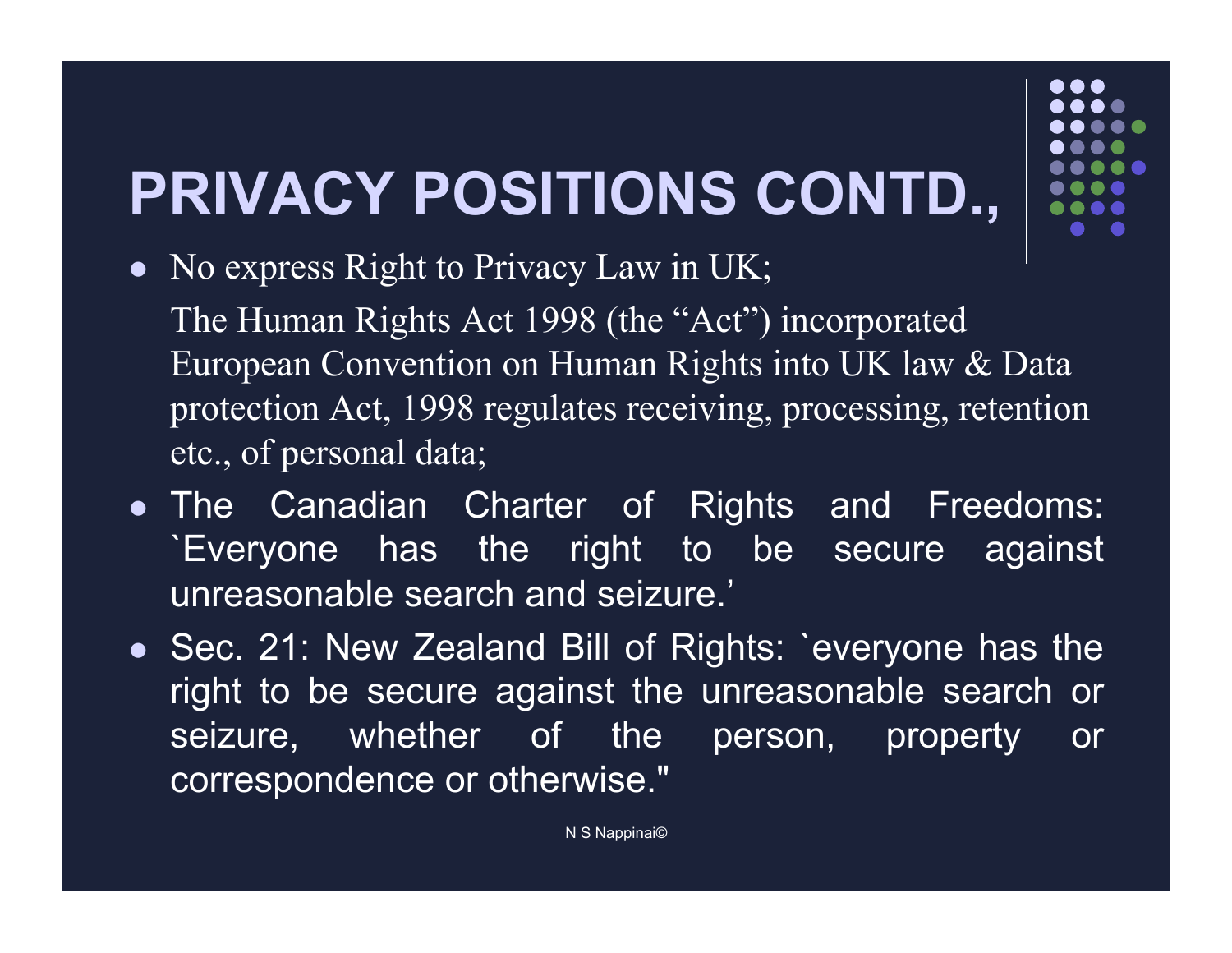# PRIVACY POSITIONS CONTD.,

- No express Right to Privacy Law in UK;

  The Human Rights Act 1998 (the "Act") incorporated European Convention on Human Rights into UK law & Data protection Act, 1998 regulates receiving, processing, retention etc., of personal data;
- The Canadian Charter of Rights and Freedoms: `Everyone has the right to be secure against unreasonable search and seizure.'
- Sec. 21: New Zealand Bill of Rights: `everyone has the right to be secure against the unreasonable search or seizure, whether of the person, property or correspondence or otherwise."

N S Nappinai©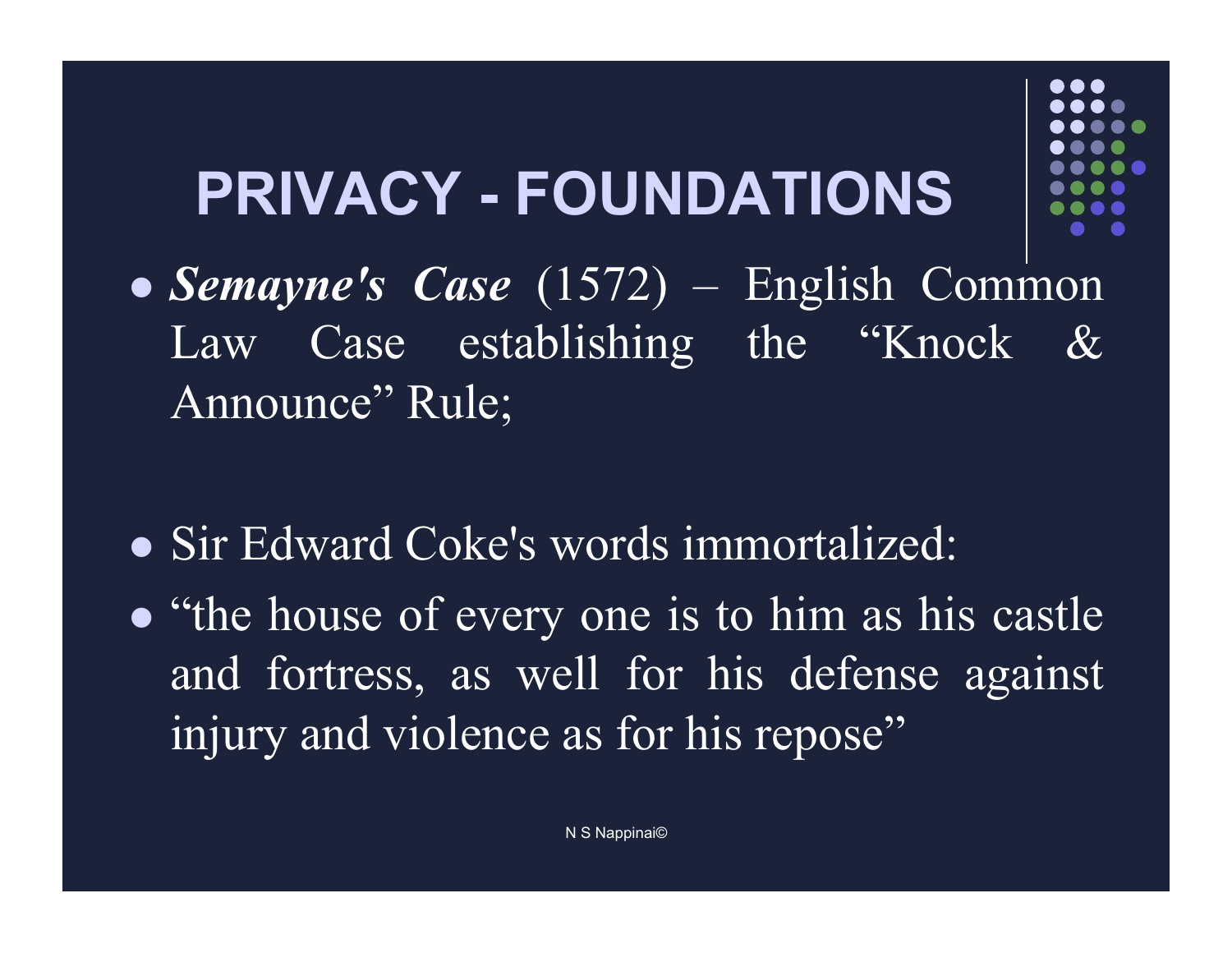# PRIVACY - FOUNDATIONS

- ***Semayne's Case*** (1572) – English Common Law Case establishing the "Knock & Announce" Rule;

- Sir Edward Coke's words immortalized:
- "the house of every one is to him as his castle and fortress, as well for his defense against injury and violence as for his repose"

N S Nappinai©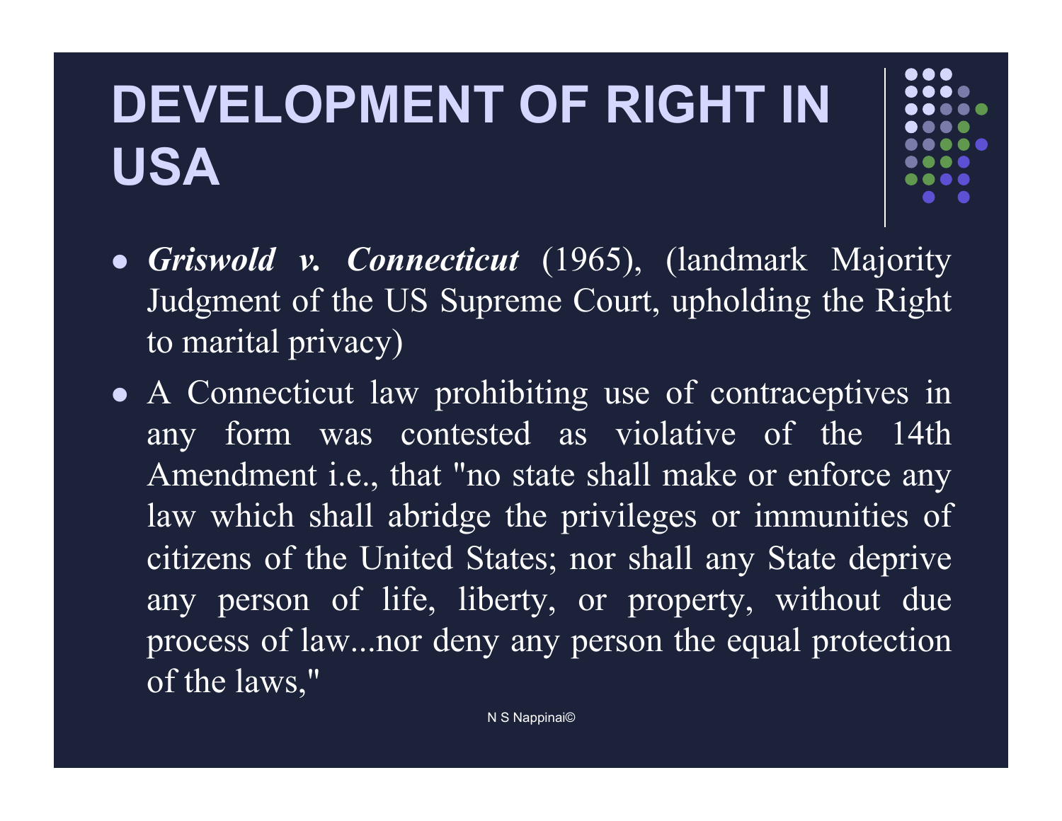# DEVELOPMENT OF RIGHT IN USA

- ***Griswold v. Connecticut*** (1965), (landmark Majority Judgment of the US Supreme Court, upholding the Right to marital privacy)
- A Connecticut law prohibiting use of contraceptives in any form was contested as violative of the 14th Amendment i.e., that "no state shall make or enforce any law which shall abridge the privileges or immunities of citizens of the United States; nor shall any State deprive any person of life, liberty, or property, without due process of law...nor deny any person the equal protection of the laws,"

N S Nappinai©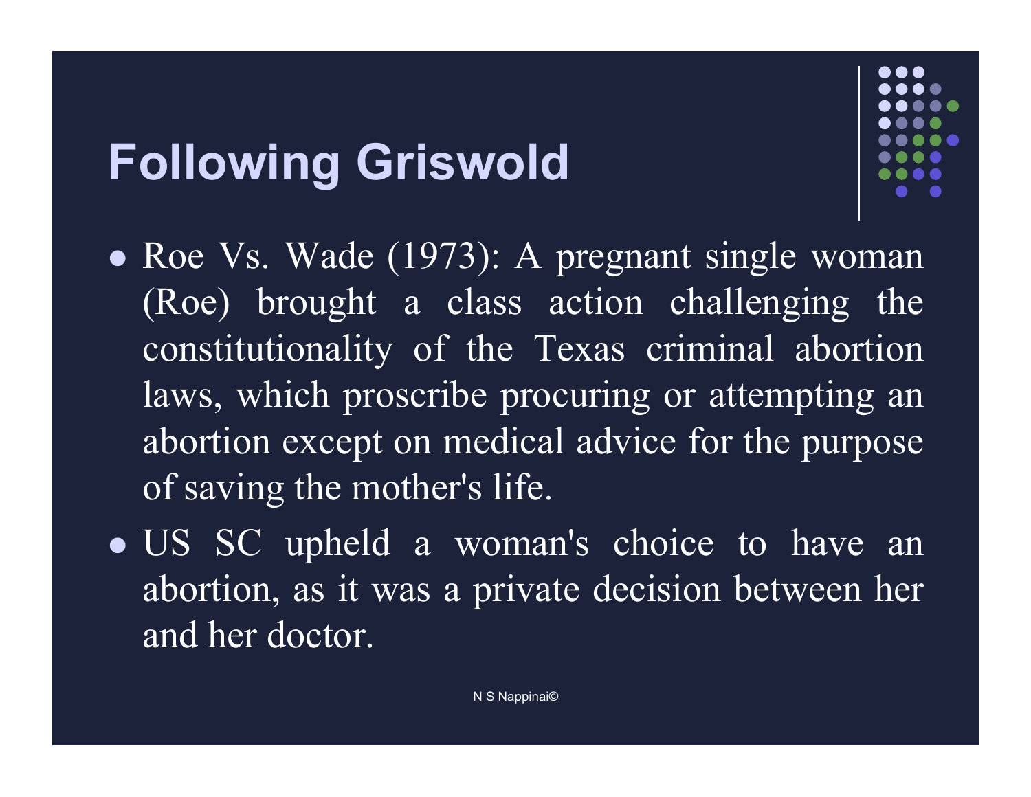# Following Griswold

- Roe Vs. Wade (1973): A pregnant single woman (Roe) brought a class action challenging the constitutionality of the Texas criminal abortion laws, which proscribe procuring or attempting an abortion except on medical advice for the purpose of saving the mother's life.
- US SC upheld a woman's choice to have an abortion, as it was a private decision between her and her doctor.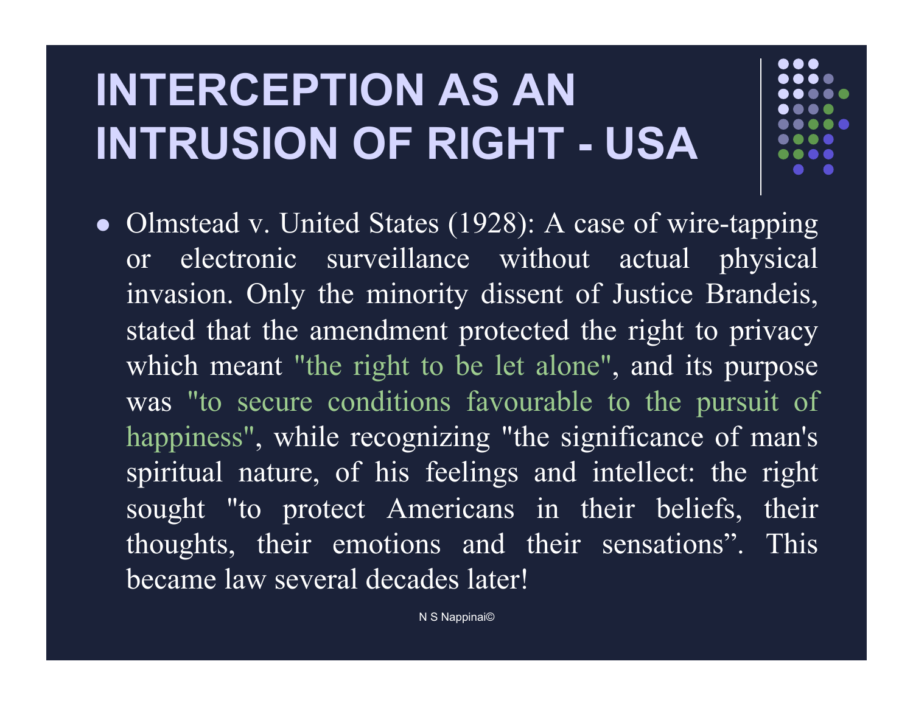# INTERCEPTION AS AN INTRUSION OF RIGHT - USA

- Olmstead v. United States (1928): A case of wire-tapping or electronic surveillance without actual physical invasion. Only the minority dissent of Justice Brandeis, stated that the amendment protected the right to privacy which meant "the right to be let alone", and its purpose was "to secure conditions favourable to the pursuit of happiness", while recognizing "the significance of man's spiritual nature, of his feelings and intellect: the right sought "to protect Americans in their beliefs, their thoughts, their emotions and their sensations". This became law several decades later!

N S Nappinai©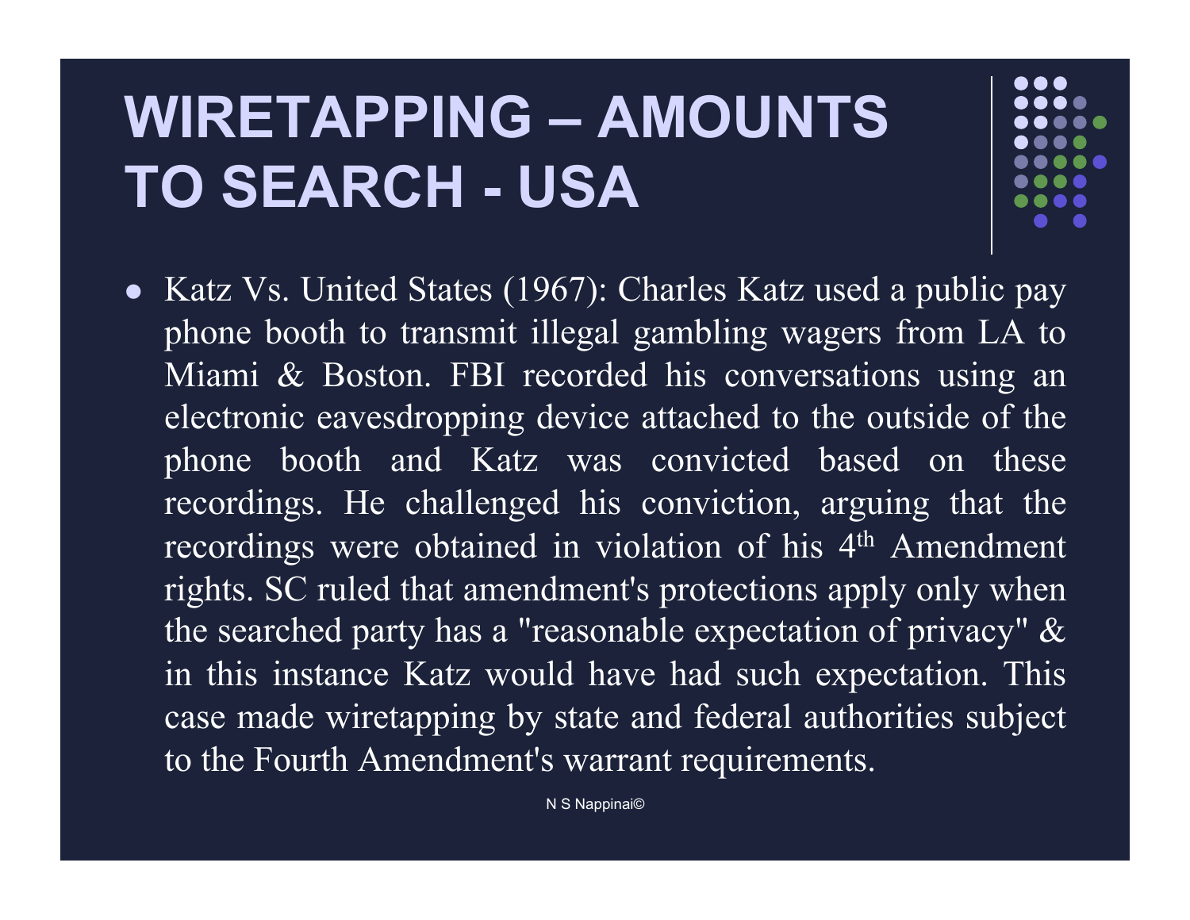# WIRETAPPING – AMOUNTS TO SEARCH - USA

- Katz Vs. United States (1967): Charles Katz used a public pay phone booth to transmit illegal gambling wagers from LA to Miami & Boston. FBI recorded his conversations using an electronic eavesdropping device attached to the outside of the phone booth and Katz was convicted based on these recordings. He challenged his conviction, arguing that the recordings were obtained in violation of his 4th Amendment rights. SC ruled that amendment's protections apply only when the searched party has a "reasonable expectation of privacy" & in this instance Katz would have had such expectation. This case made wiretapping by state and federal authorities subject to the Fourth Amendment's warrant requirements.

N S Nappinai©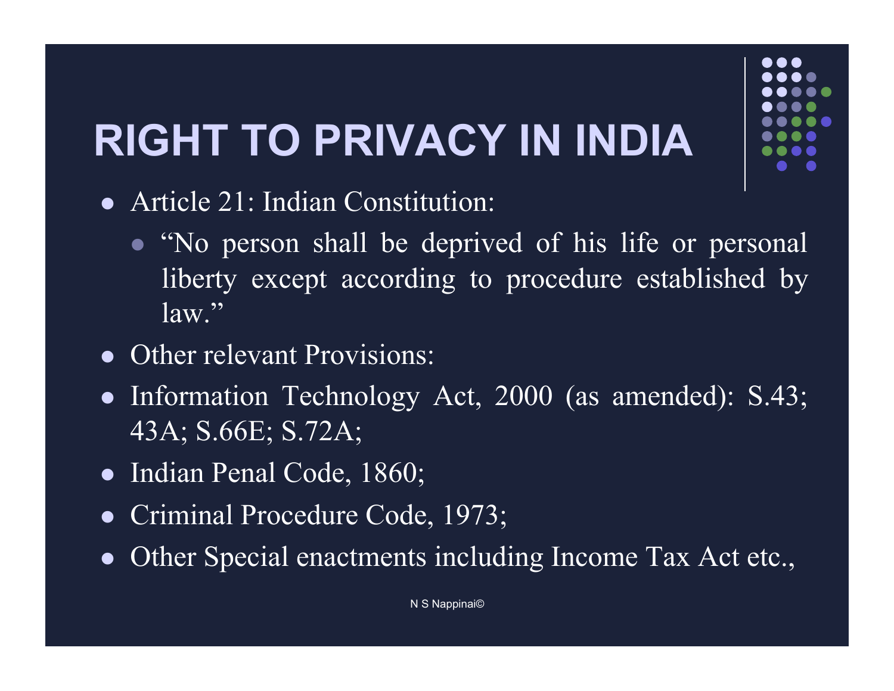# RIGHT TO PRIVACY IN INDIA

- Article 21: Indian Constitution:
  - "No person shall be deprived of his life or personal liberty except according to procedure established by law."
- Other relevant Provisions:
- Information Technology Act, 2000 (as amended): S.43; 43A; S.66E; S.72A;
- Indian Penal Code, 1860;
- Criminal Procedure Code, 1973;
- Other Special enactments including Income Tax Act etc.,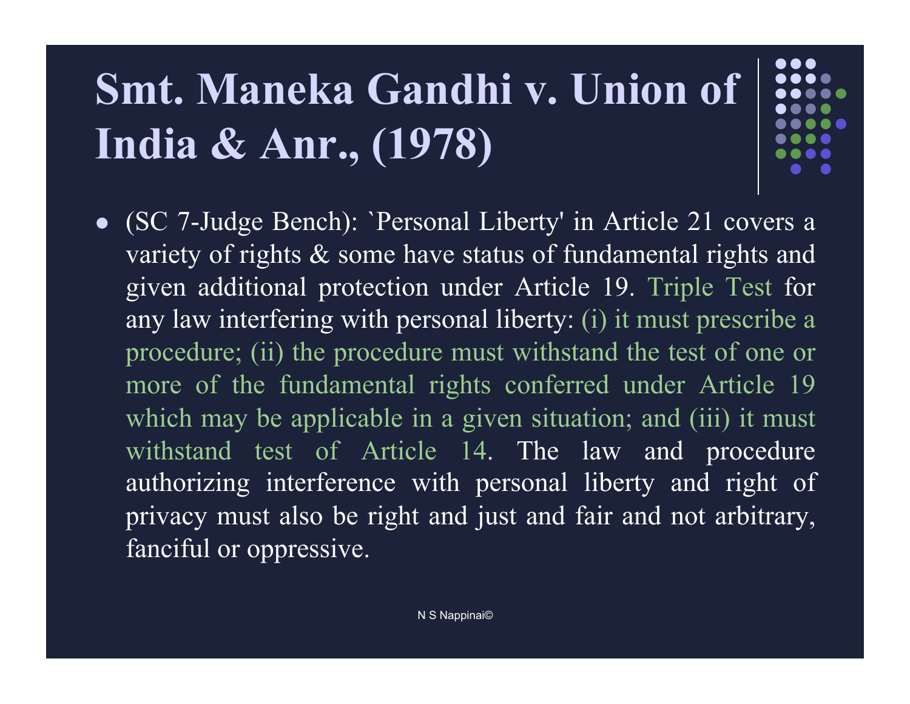# Smt. Maneka Gandhi v. Union of India & Anr., (1978)

- (SC 7-Judge Bench): `Personal Liberty' in Article 21 covers a variety of rights & some have status of fundamental rights and given additional protection under Article 19. Triple Test for any law interfering with personal liberty: (i) it must prescribe a procedure; (ii) the procedure must withstand the test of one or more of the fundamental rights conferred under Article 19 which may be applicable in a given situation; and (iii) it must withstand test of Article 14. The law and procedure authorizing interference with personal liberty and right of privacy must also be right and just and fair and not arbitrary, fanciful or oppressive.

N S Nappinai©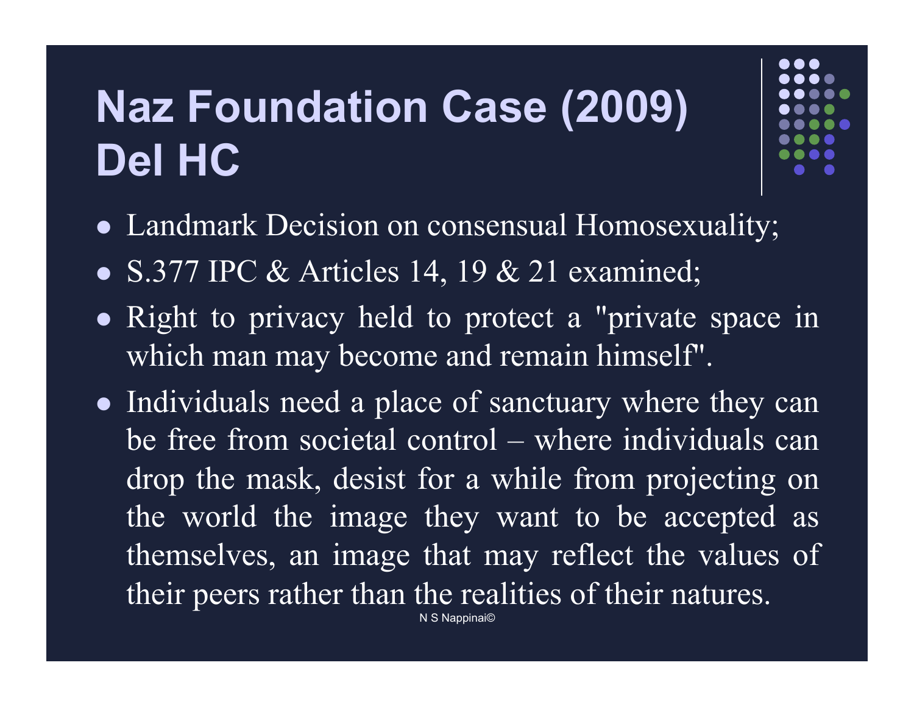# Naz Foundation Case (2009) Del HC

- Landmark Decision on consensual Homosexuality;
- S.377 IPC & Articles 14, 19 & 21 examined;
- Right to privacy held to protect a "private space in which man may become and remain himself".
- Individuals need a place of sanctuary where they can be free from societal control – where individuals can drop the mask, desist for a while from projecting on the world the image they want to be accepted as themselves, an image that may reflect the values of their peers rather than the realities of their natures.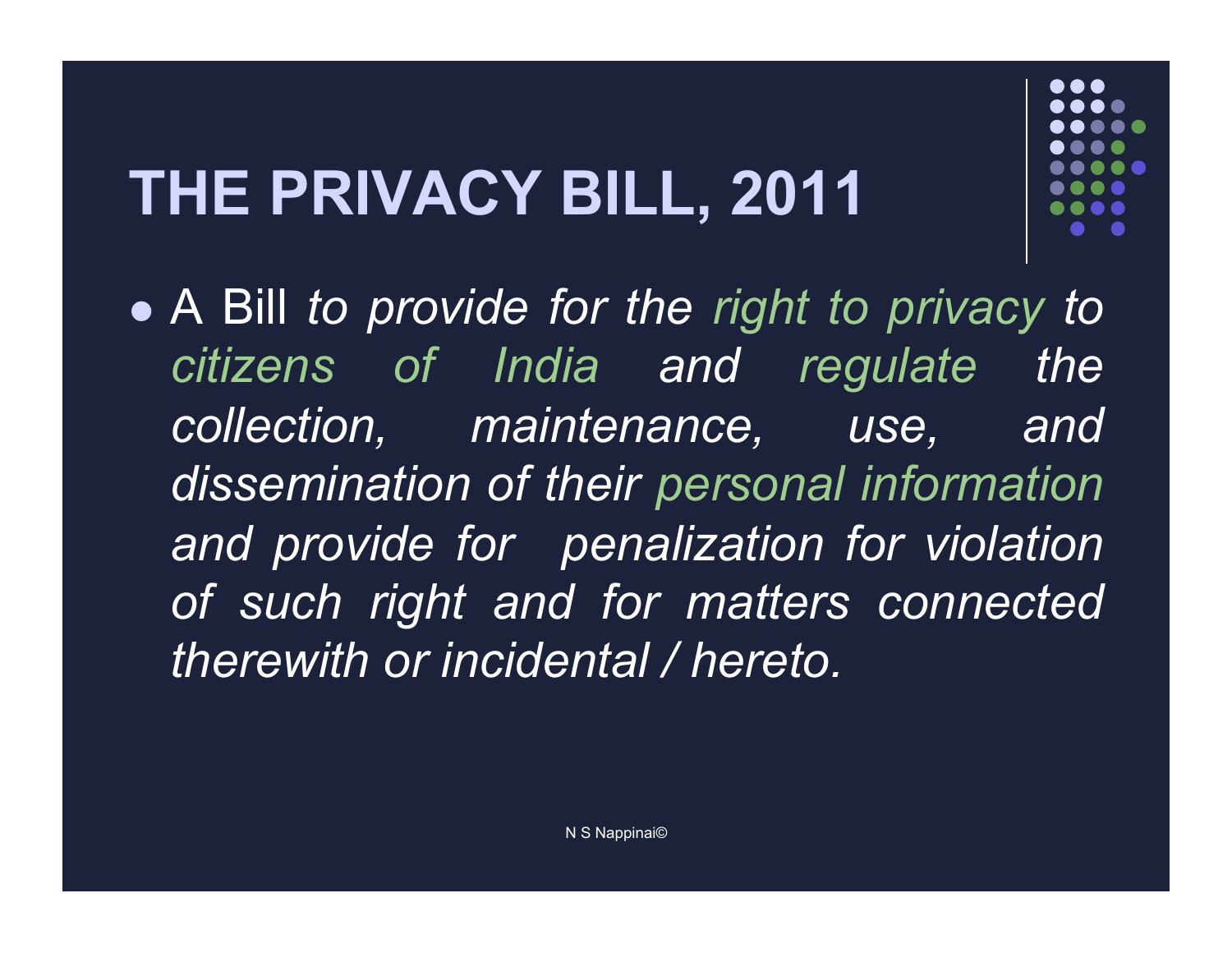# THE PRIVACY BILL, 2011

- A Bill *to provide for the right to privacy to citizens of India and regulate the collection, maintenance, use, and dissemination of their personal information and provide for penalization for violation of such right and for matters connected therewith or incidental / hereto.*

N S Nappinai©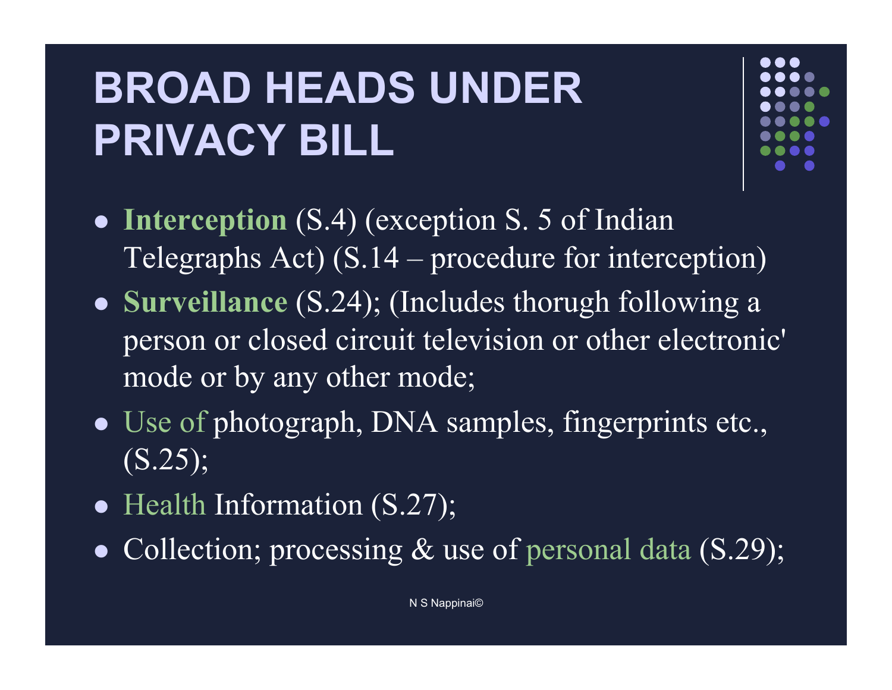# BROAD HEADS UNDER PRIVACY BILL

- **Interception** (S.4) (exception S. 5 of Indian Telegraphs Act) (S.14 – procedure for interception)
- **Surveillance** (S.24); (Includes thorugh following a person or closed circuit television or other electronic' mode or by any other mode;
- Use of photograph, DNA samples, fingerprints etc., (S.25);
- Health Information (S.27);
- Collection; processing & use of personal data (S.29);

N S Nappinai©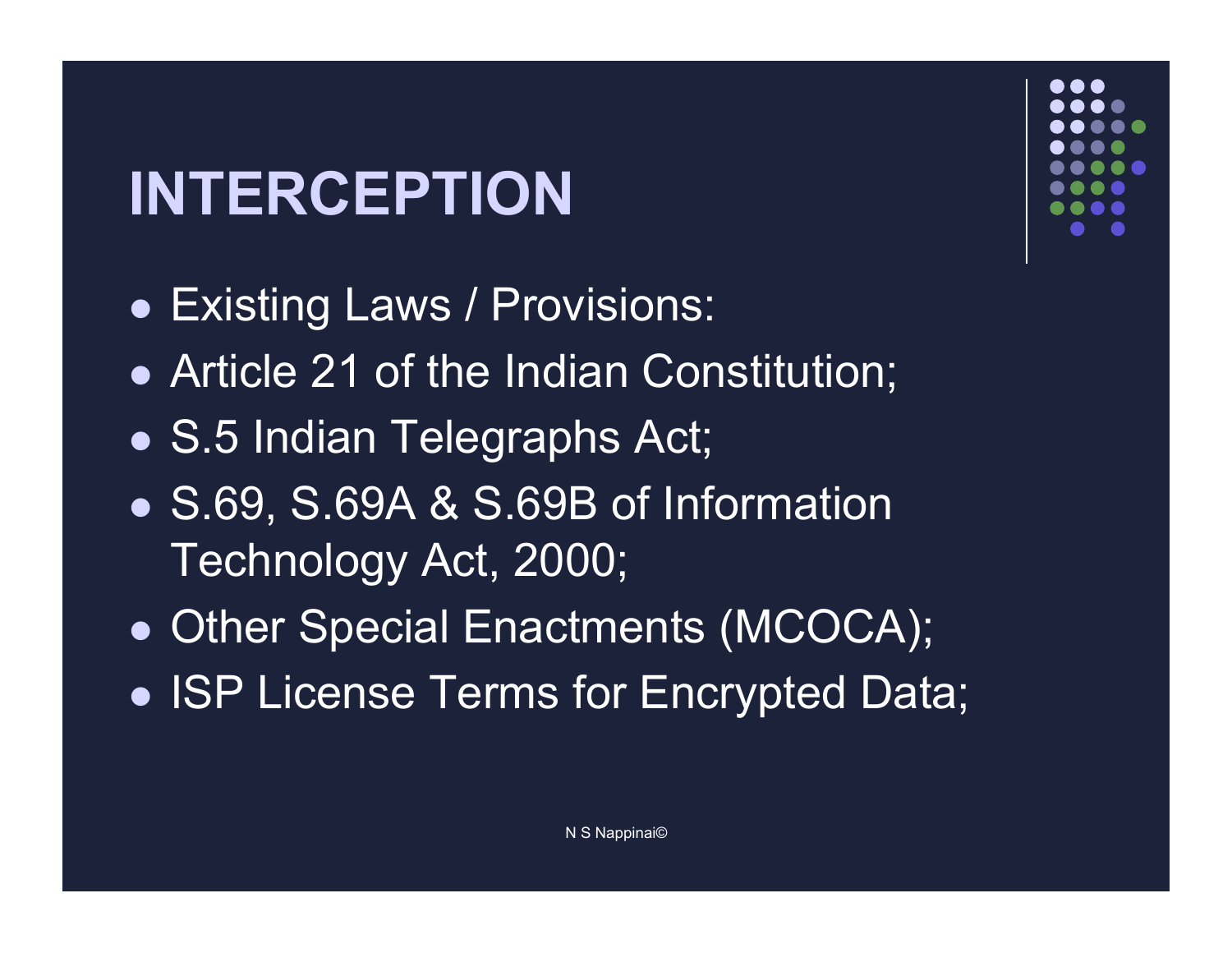# INTERCEPTION

- Existing Laws / Provisions:
- Article 21 of the Indian Constitution;
- S.5 Indian Telegraphs Act;
- S.69, S.69A & S.69B of Information Technology Act, 2000;
- Other Special Enactments (MCOCA);
- ISP License Terms for Encrypted Data;

N S Nappinai©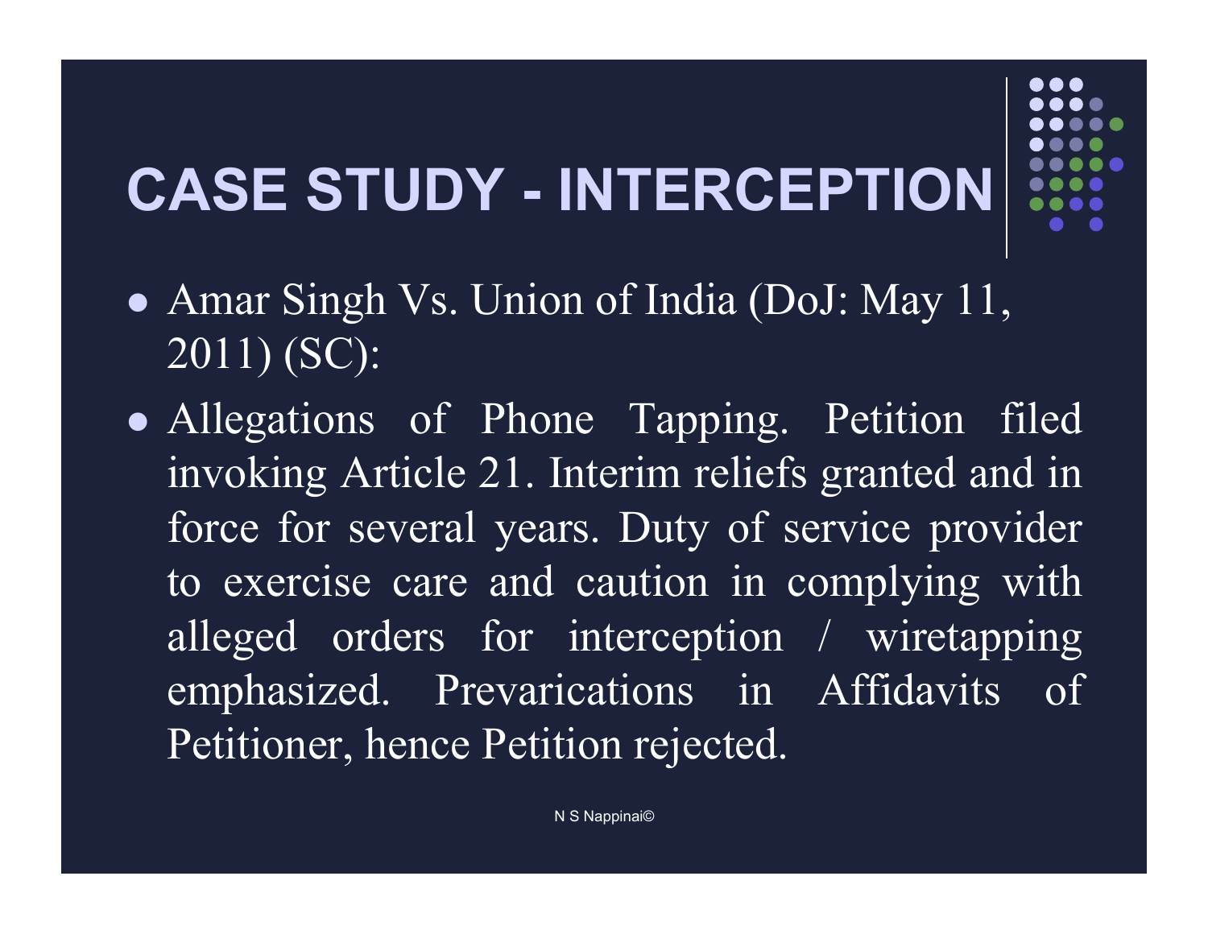# CASE STUDY - INTERCEPTION

- Amar Singh Vs. Union of India (DoJ: May 11, 2011) (SC):
- Allegations of Phone Tapping. Petition filed invoking Article 21. Interim reliefs granted and in force for several years. Duty of service provider to exercise care and caution in complying with alleged orders for interception / wiretapping emphasized. Prevarications in Affidavits of Petitioner, hence Petition rejected.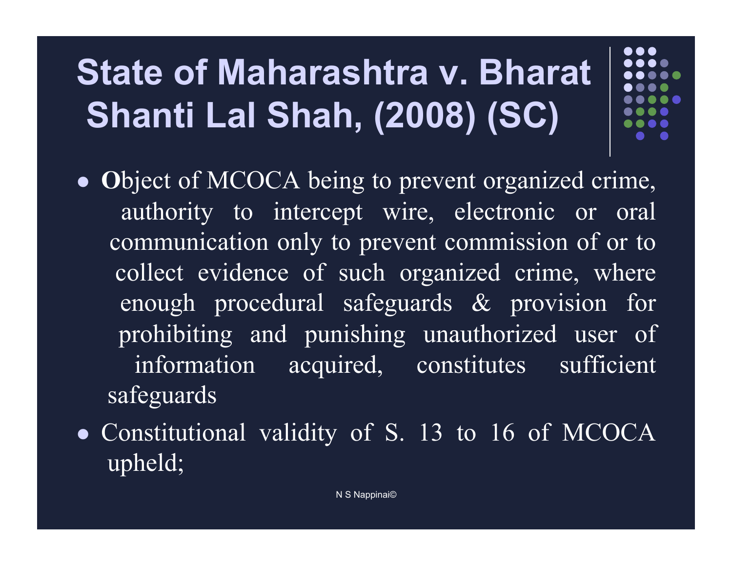# State of Maharashtra v. Bharat Shanti Lal Shah, (2008) (SC)

- **O**bject of MCOCA being to prevent organized crime, authority to intercept wire, electronic or oral communication only to prevent commission of or to collect evidence of such organized crime, where enough procedural safeguards & provision for prohibiting and punishing unauthorized user of information acquired, constitutes sufficient safeguards
- Constitutional validity of S. 13 to 16 of MCOCA upheld;

N S Nappinai©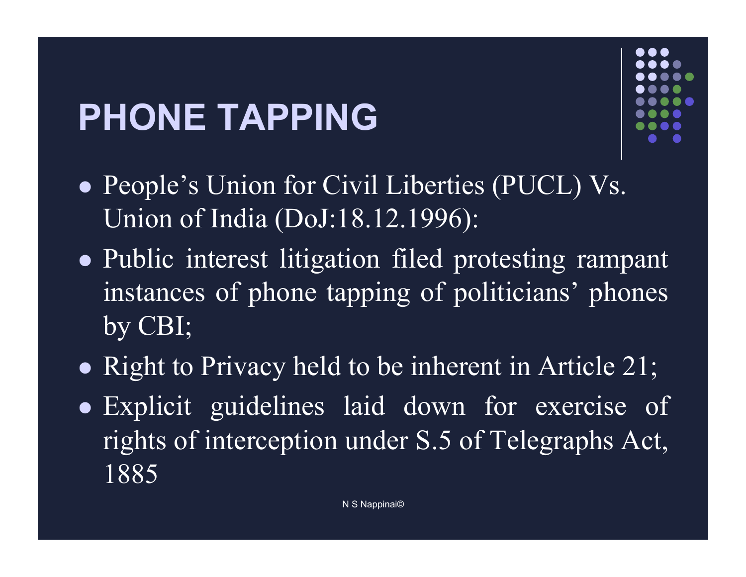# PHONE TAPPING

- People's Union for Civil Liberties (PUCL) Vs. Union of India (DoJ:18.12.1996):
- Public interest litigation filed protesting rampant instances of phone tapping of politicians' phones by CBI;
- Right to Privacy held to be inherent in Article 21;
- Explicit guidelines laid down for exercise of rights of interception under S.5 of Telegraphs Act, 1885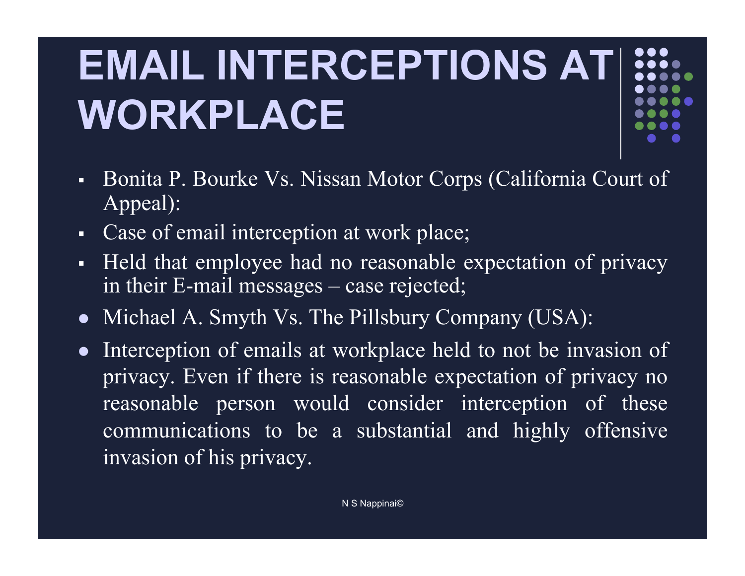# EMAIL INTERCEPTIONS AT WORKPLACE

- Bonita P. Bourke Vs. Nissan Motor Corps (California Court of Appeal):
- Case of email interception at work place;
- Held that employee had no reasonable expectation of privacy in their E-mail messages – case rejected;
- Michael A. Smyth Vs. The Pillsbury Company (USA):
- Interception of emails at workplace held to not be invasion of privacy. Even if there is reasonable expectation of privacy no reasonable person would consider interception of these communications to be a substantial and highly offensive invasion of his privacy.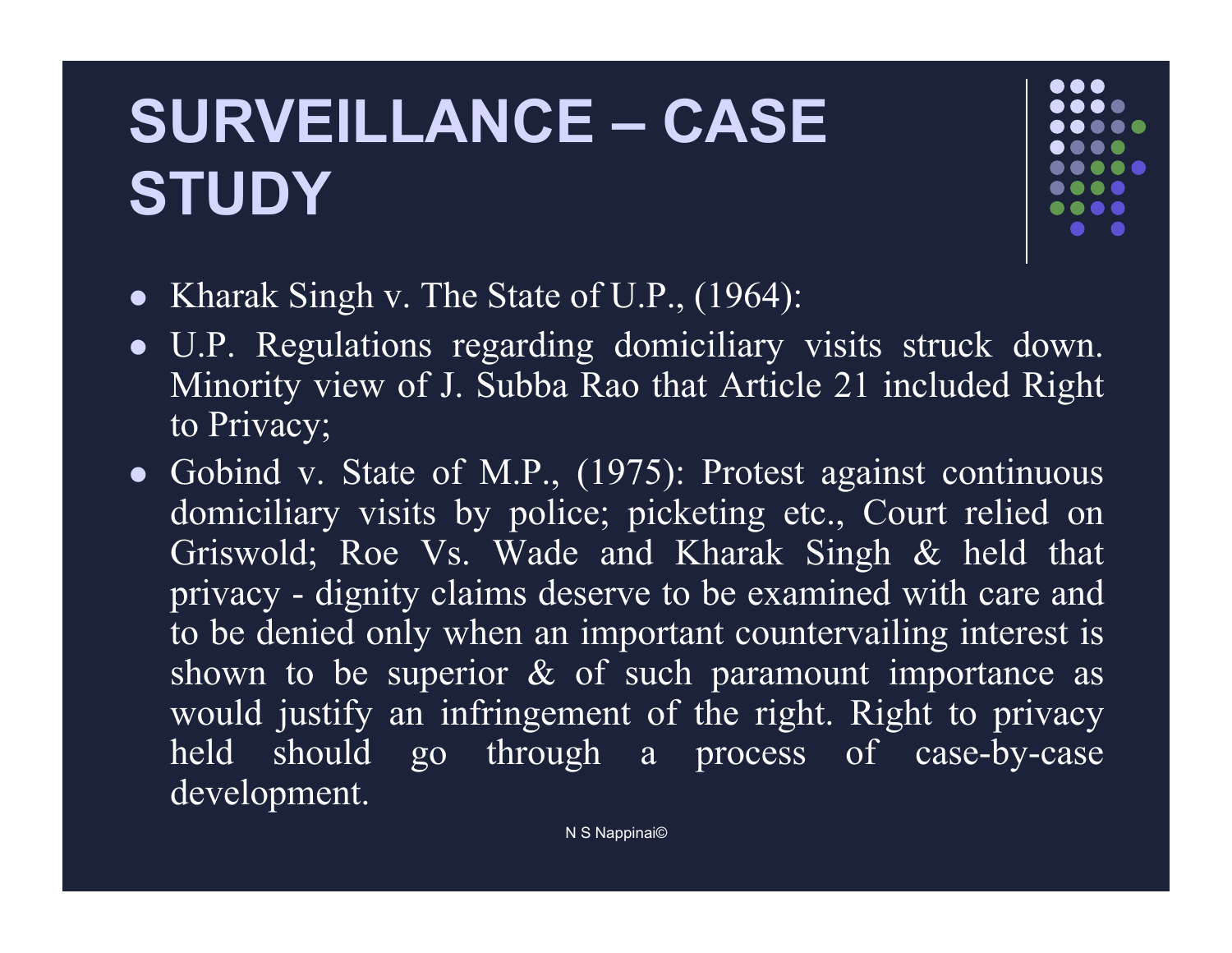# SURVEILLANCE – CASE STUDY

- Kharak Singh v. The State of U.P., (1964):
- U.P. Regulations regarding domiciliary visits struck down. Minority view of J. Subba Rao that Article 21 included Right to Privacy;
- Gobind v. State of M.P., (1975): Protest against continuous domiciliary visits by police; picketing etc., Court relied on Griswold; Roe Vs. Wade and Kharak Singh & held that privacy - dignity claims deserve to be examined with care and to be denied only when an important countervailing interest is shown to be superior & of such paramount importance as would justify an infringement of the right. Right to privacy held should go through a process of case-by-case development.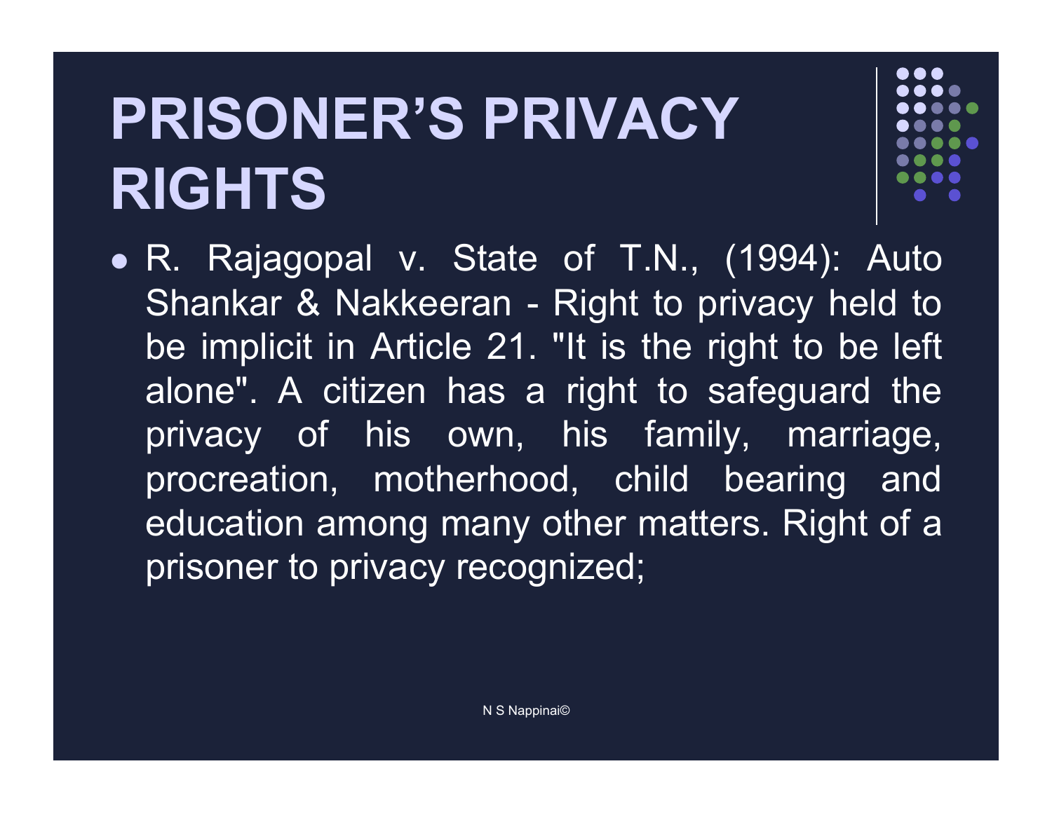# PRISONER'S PRIVACY RIGHTS

- R. Rajagopal v. State of T.N., (1994): Auto Shankar & Nakkeeran - Right to privacy held to be implicit in Article 21. "It is the right to be left alone". A citizen has a right to safeguard the privacy of his own, his family, marriage, procreation, motherhood, child bearing and education among many other matters. Right of a prisoner to privacy recognized;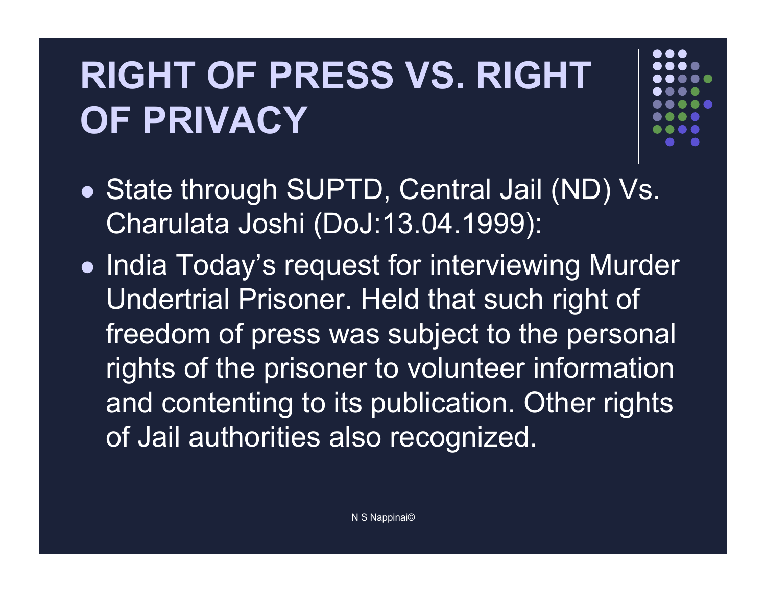# RIGHT OF PRESS VS. RIGHT OF PRIVACY

- State through SUPTD, Central Jail (ND) Vs. Charulata Joshi (DoJ:13.04.1999):
- India Today's request for interviewing Murder Undertrial Prisoner. Held that such right of freedom of press was subject to the personal rights of the prisoner to volunteer information and contenting to its publication. Other rights of Jail authorities also recognized.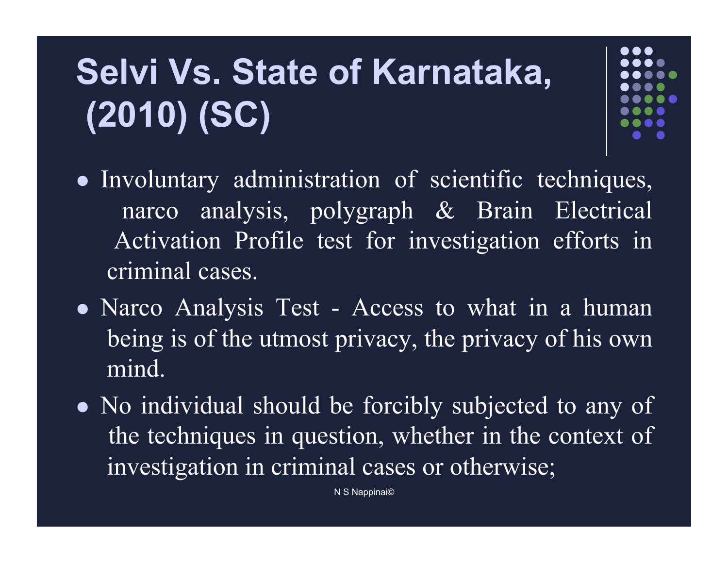# Selvi Vs. State of Karnataka, (2010) (SC)

- Involuntary administration of scientific techniques, narco analysis, polygraph & Brain Electrical Activation Profile test for investigation efforts in criminal cases.
- Narco Analysis Test - Access to what in a human being is of the utmost privacy, the privacy of his own mind.
- No individual should be forcibly subjected to any of the techniques in question, whether in the context of investigation in criminal cases or otherwise;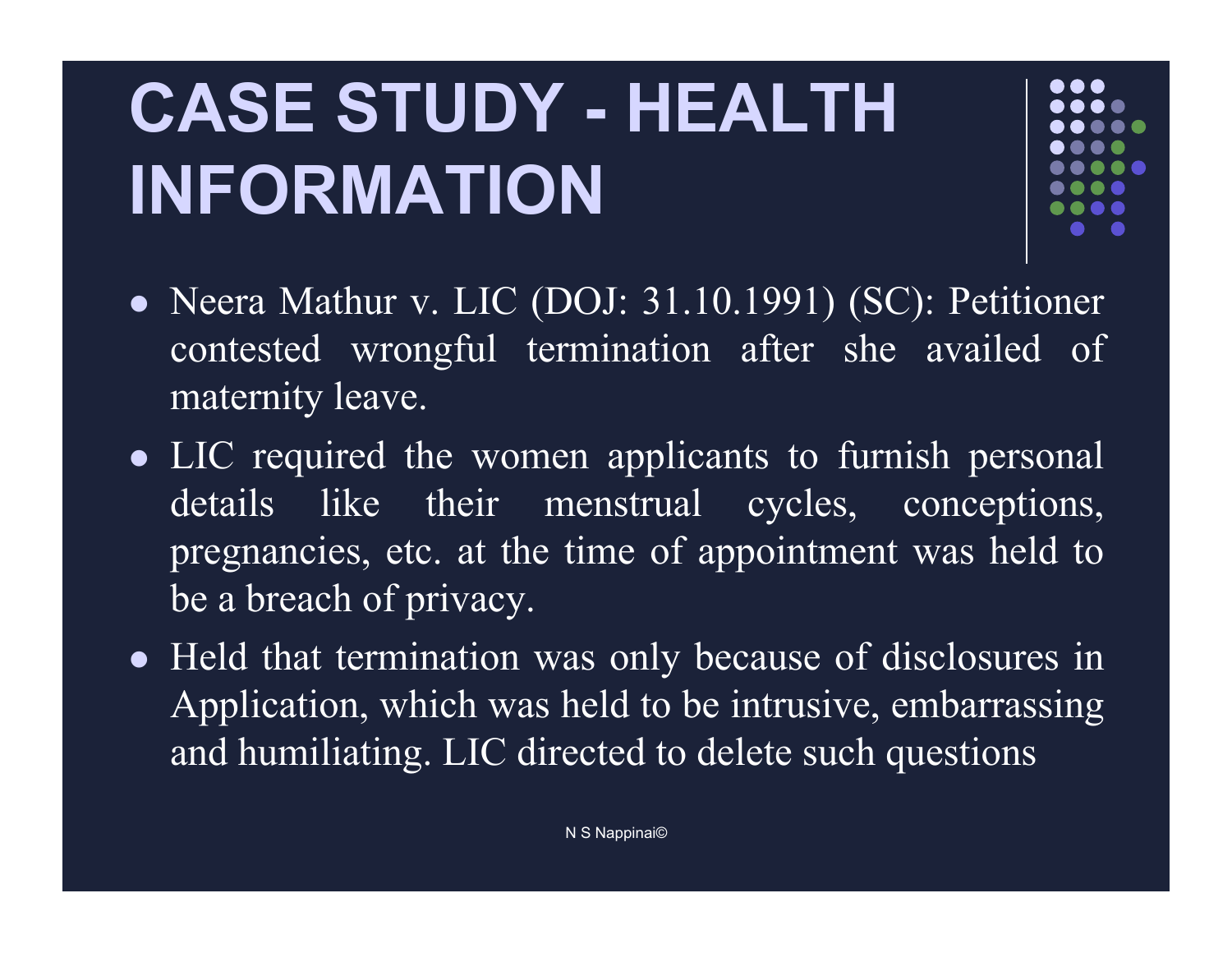# CASE STUDY - HEALTH INFORMATION

- Neera Mathur v. LIC (DOJ: 31.10.1991) (SC): Petitioner contested wrongful termination after she availed of maternity leave.
- LIC required the women applicants to furnish personal details like their menstrual cycles, conceptions, pregnancies, etc. at the time of appointment was held to be a breach of privacy.
- Held that termination was only because of disclosures in Application, which was held to be intrusive, embarrassing and humiliating. LIC directed to delete such questions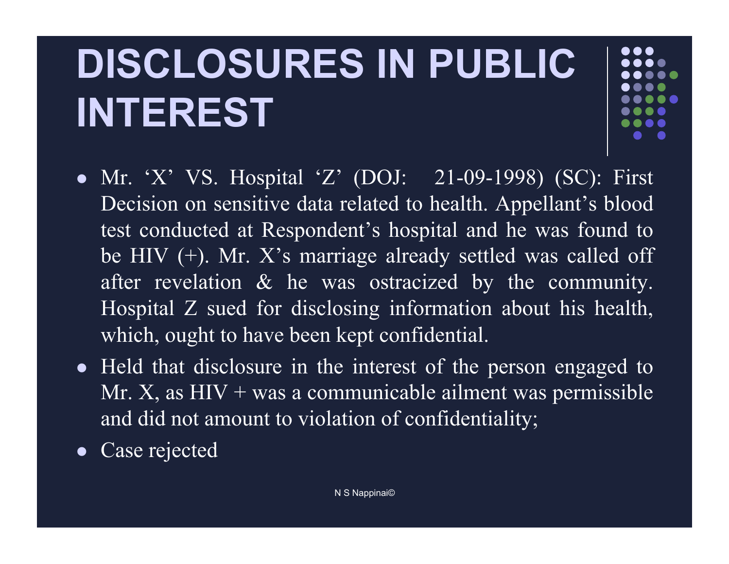# DISCLOSURES IN PUBLIC INTEREST

- Mr. 'X' VS. Hospital 'Z' (DOJ: 21-09-1998) (SC): First Decision on sensitive data related to health. Appellant's blood test conducted at Respondent's hospital and he was found to be HIV (+). Mr. X's marriage already settled was called off after revelation & he was ostracized by the community. Hospital Z sued for disclosing information about his health, which, ought to have been kept confidential.
- Held that disclosure in the interest of the person engaged to Mr. X, as HIV + was a communicable ailment was permissible and did not amount to violation of confidentiality;
- Case rejected

N S Nappinai©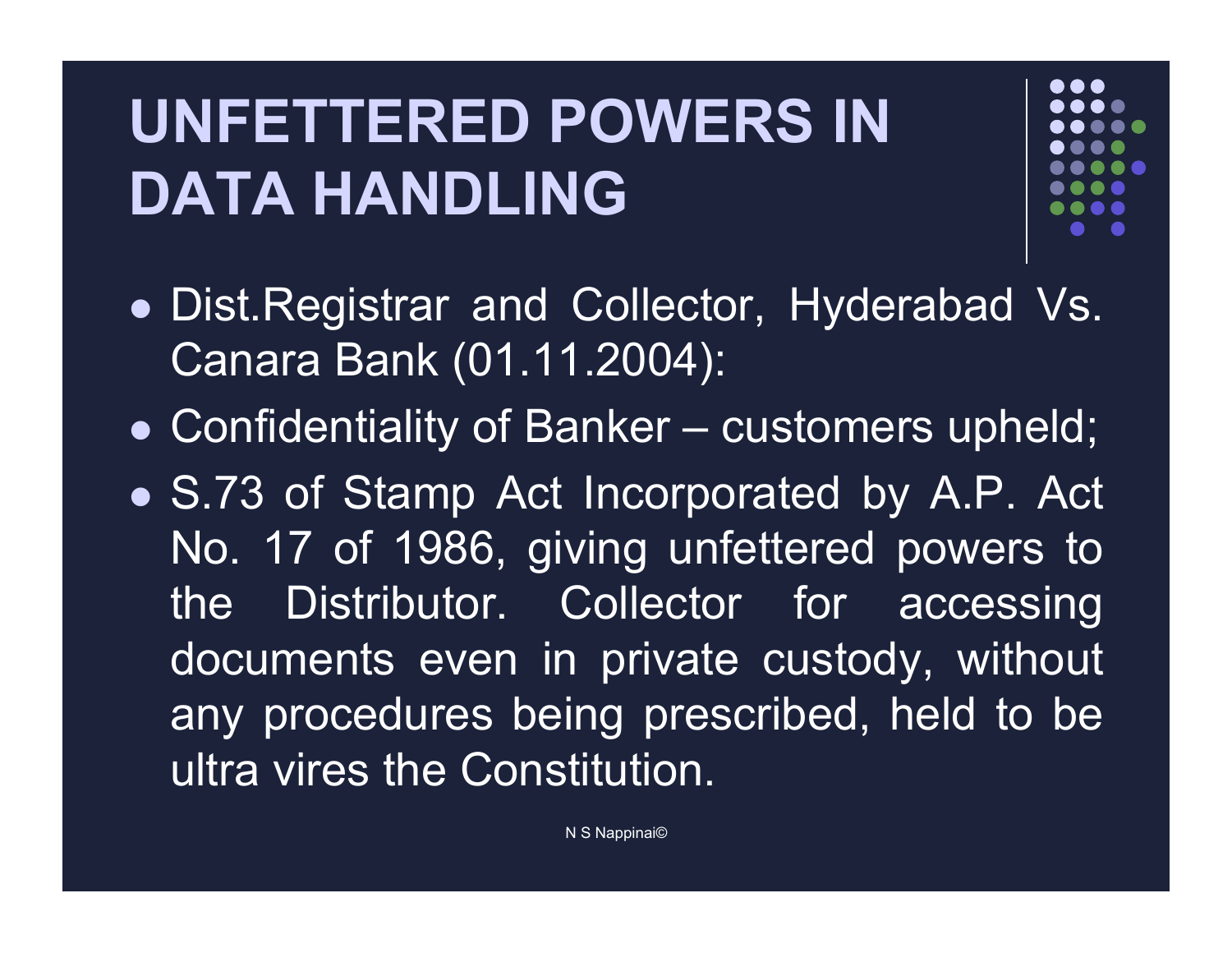# UNFETTERED POWERS IN DATA HANDLING

- Dist.Registrar and Collector, Hyderabad Vs. Canara Bank (01.11.2004):
- Confidentiality of Banker – customers upheld;
- S.73 of Stamp Act Incorporated by A.P. Act No. 17 of 1986, giving unfettered powers to the Distributor. Collector for accessing documents even in private custody, without any procedures being prescribed, held to be ultra vires the Constitution.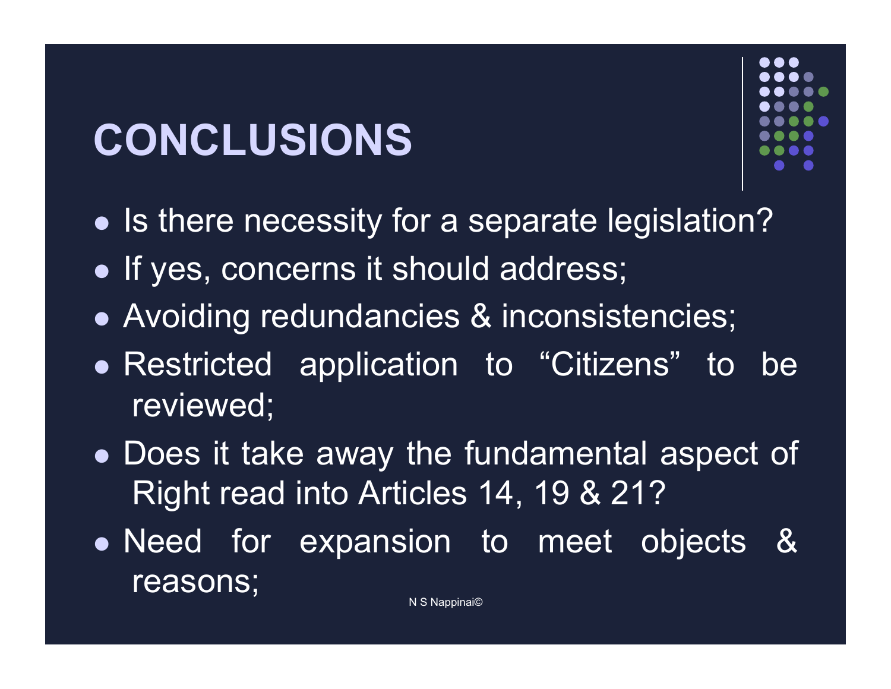# CONCLUSIONS

- Is there necessity for a separate legislation?
- If yes, concerns it should address;
- Avoiding redundancies & inconsistencies;
- Restricted application to "Citizens" to be reviewed;
- Does it take away the fundamental aspect of Right read into Articles 14, 19 & 21?
- Need for expansion to meet objects & reasons;

N S Nappinai©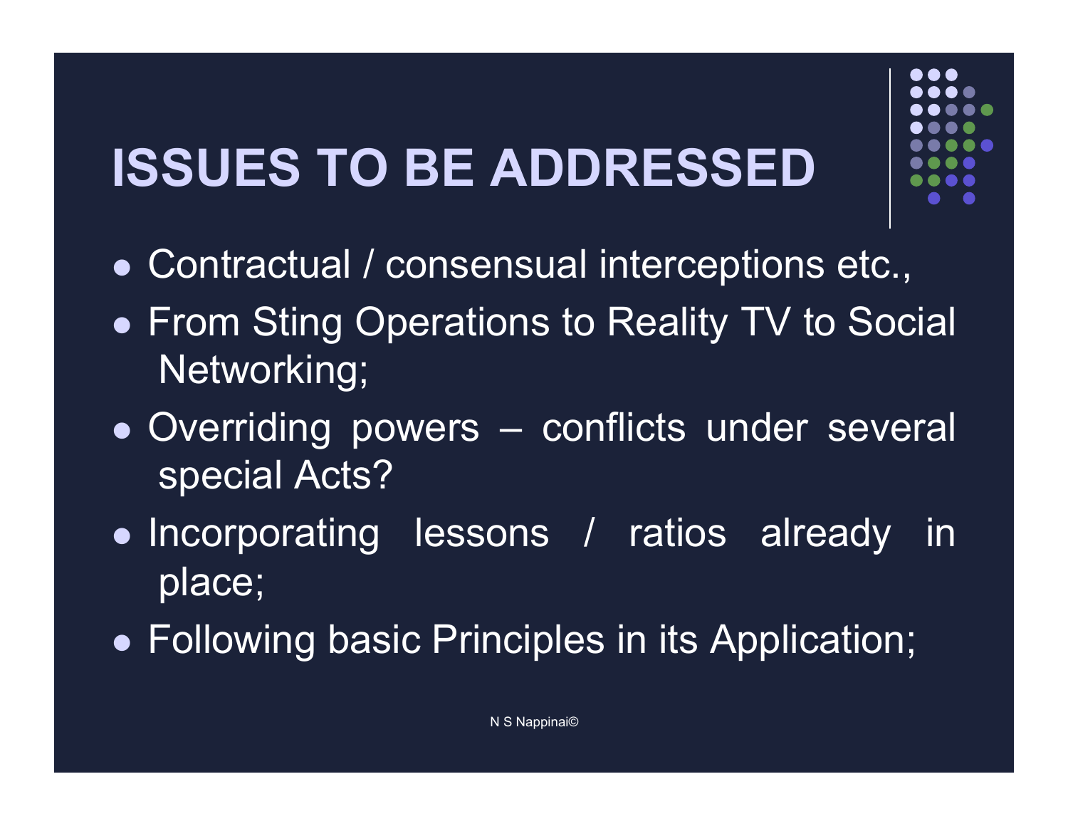# ISSUES TO BE ADDRESSED

- Contractual / consensual interceptions etc.,
- From Sting Operations to Reality TV to Social Networking;
- Overriding powers – conflicts under several special Acts?
- Incorporating lessons / ratios already in place;
- Following basic Principles in its Application;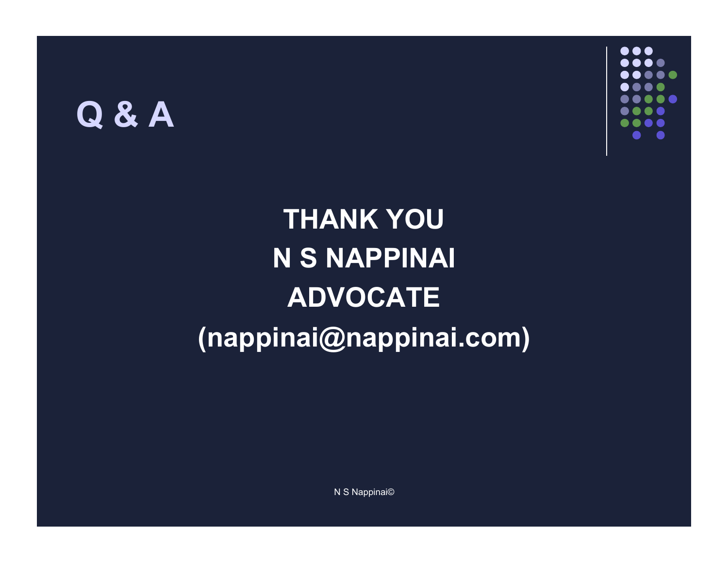# Q & A

**THANK YOU**

**N S NAPPINAI**

**ADVOCATE**

**(nappinai@nappinai.com)**